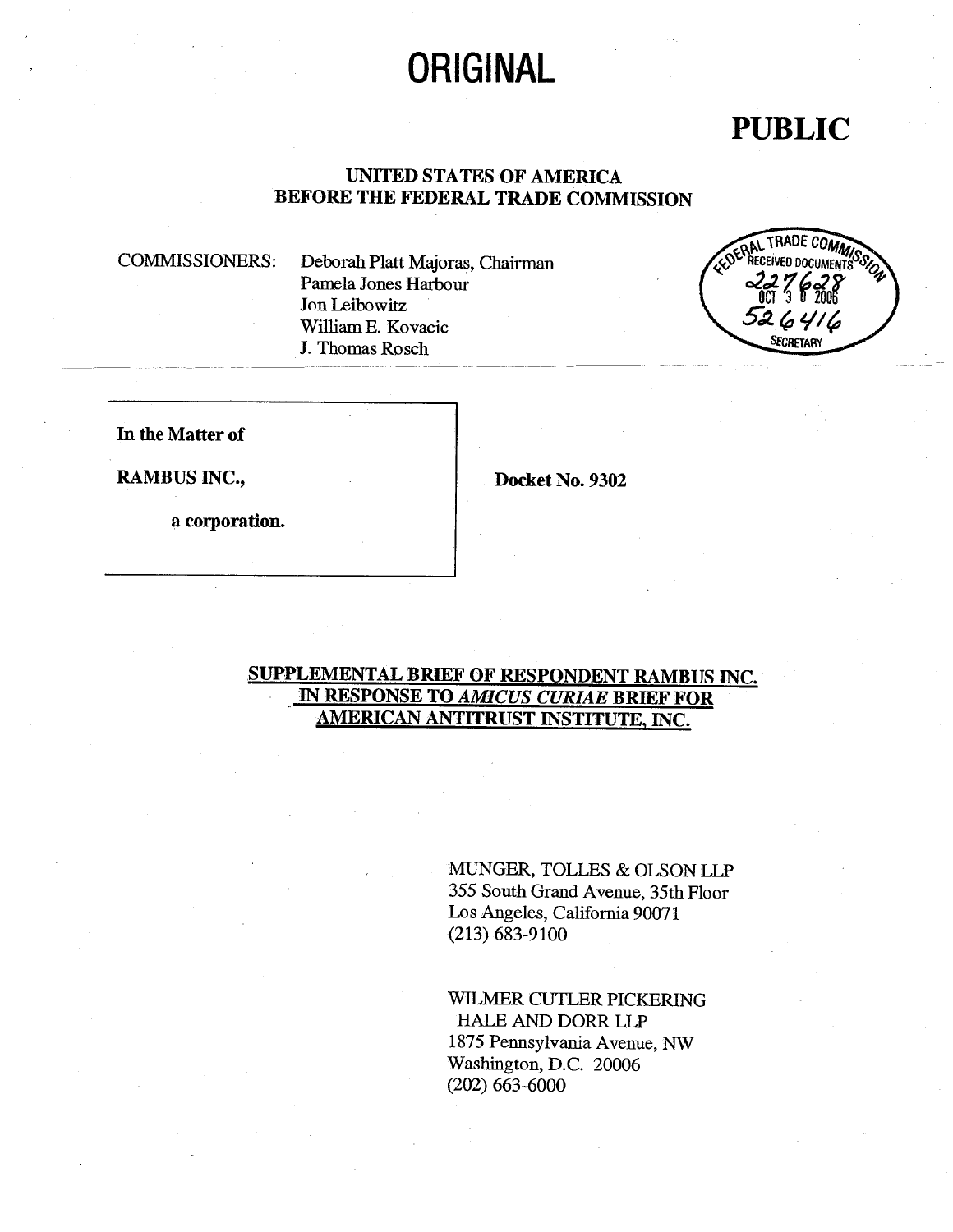# ORIGINAL

**PUBLIC**

**UNITED STATES OF AMERICA**
**BEFORE THE FEDERAL TRADE COMMISSION**

COMMISSIONERS: Deborah Platt Majoras, Chairman
Pamela Jones Harbour
Jon Leibowitz
William E. Kovacic
J. Thomas Rosch

FEDERAL TRADE COMMISSION
RECEIVED DOCUMENTS
227628
OCT 3 0 2006
526416
SECRETARY

**In the Matter of**

**RAMBUS INC.,**

**a corporation.**

**Docket No. 9302**

**SUPPLEMENTAL BRIEF OF RESPONDENT RAMBUS INC. IN RESPONSE TO *AMICUS CURIAE* BRIEF FOR AMERICAN ANTITRUST INSTITUTE, INC.**

MUNGER, TOLLES & OLSON LLP
355 South Grand Avenue, 35th Floor
Los Angeles, California 90071
(213) 683-9100

WILMER CUTLER PICKERING
HALE AND DORR LLP
1875 Pennsylvania Avenue, NW
Washington, D.C. 20006
(202) 663-6000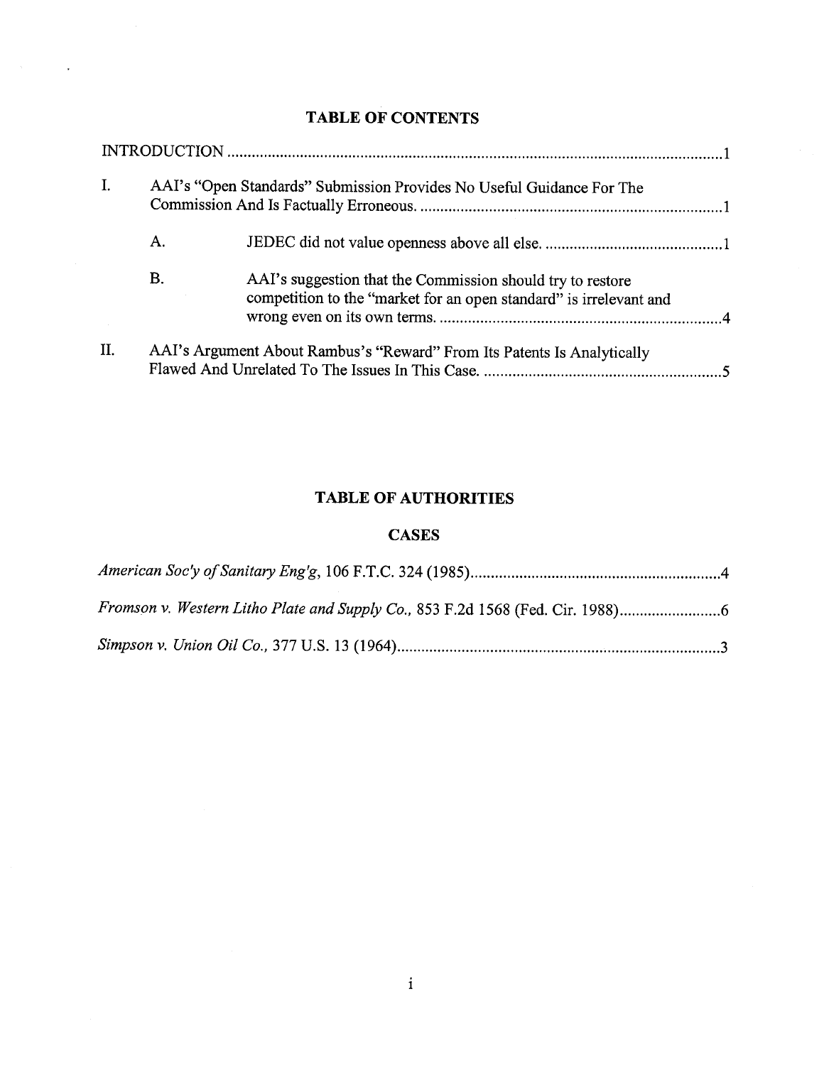## TABLE OF CONTENTS

INTRODUCTION ........................................................................................................................1

I. AAI's "Open Standards" Submission Provides No Useful Guidance For The Commission And Is Factually Erroneous. ..........................................................................1

   A. JEDEC did not value openness above all else. ............................................1

   B. AAI's suggestion that the Commission should try to restore competition to the "market for an open standard" is irrelevant and wrong even on its own terms. ......................................................................4

II. AAI's Argument About Rambus's "Reward" From Its Patents Is Analytically Flawed And Unrelated To The Issues In This Case. ...........................................................5

## TABLE OF AUTHORITIES

### CASES

*American Soc'y of Sanitary Eng'g*, 106 F.T.C. 324 (1985)..............................................................4

*Fromson v. Western Litho Plate and Supply Co.*, 853 F.2d 1568 (Fed. Cir. 1988).........................6

*Simpson v. Union Oil Co.*, 377 U.S. 13 (1964)................................................................................3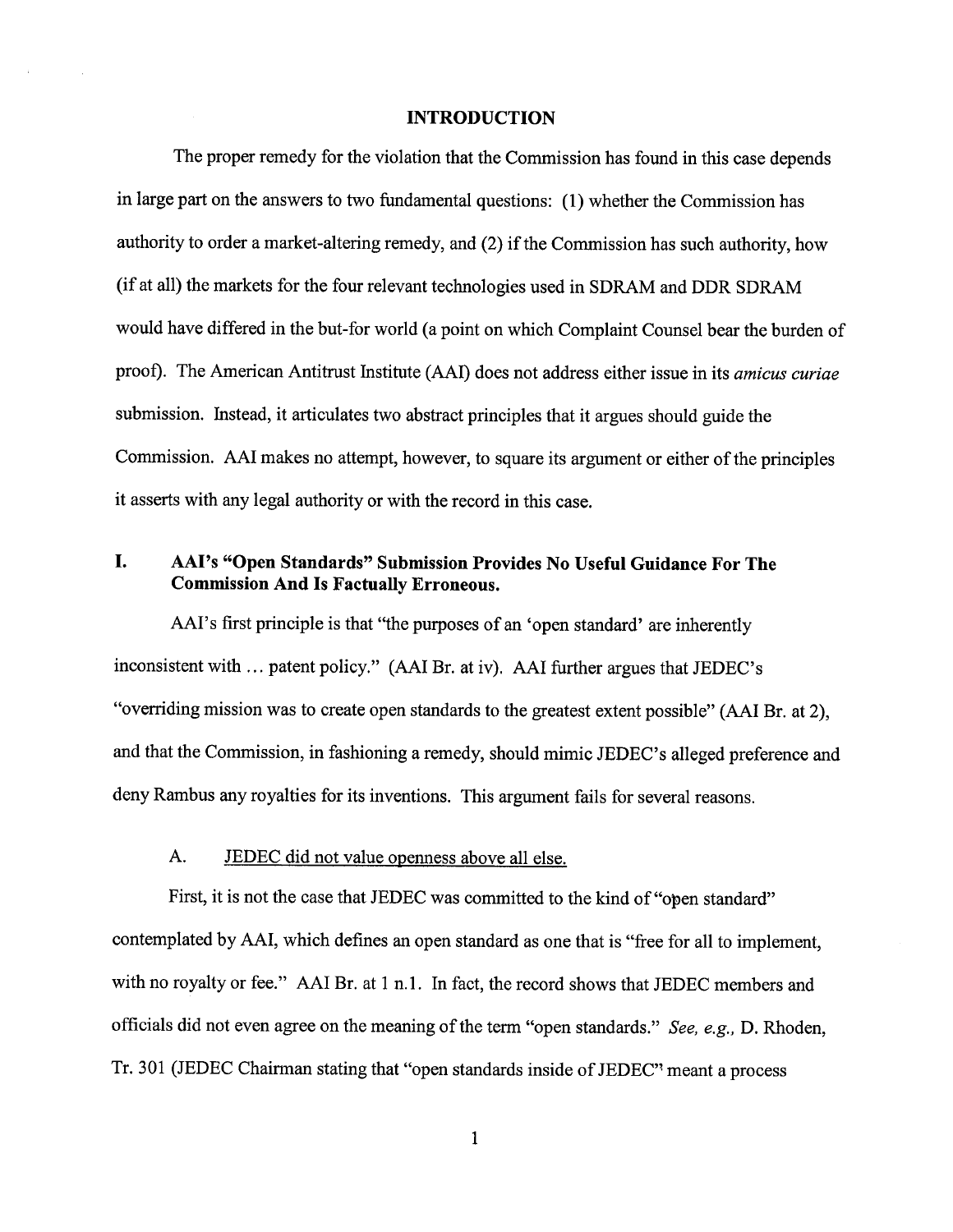## INTRODUCTION

The proper remedy for the violation that the Commission has found in this case depends in large part on the answers to two fundamental questions: (1) whether the Commission has authority to order a market-altering remedy, and (2) if the Commission has such authority, how (if at all) the markets for the four relevant technologies used in SDRAM and DDR SDRAM would have differed in the but-for world (a point on which Complaint Counsel bear the burden of proof). The American Antitrust Institute (AAI) does not address either issue in its *amicus curiae* submission. Instead, it articulates two abstract principles that it argues should guide the Commission. AAI makes no attempt, however, to square its argument or either of the principles it asserts with any legal authority or with the record in this case.

## I. AAI's "Open Standards" Submission Provides No Useful Guidance For The Commission And Is Factually Erroneous.

AAI's first principle is that "the purposes of an 'open standard' are inherently inconsistent with ... patent policy." (AAI Br. at iv). AAI further argues that JEDEC's "overriding mission was to create open standards to the greatest extent possible" (AAI Br. at 2), and that the Commission, in fashioning a remedy, should mimic JEDEC's alleged preference and deny Rambus any royalties for its inventions. This argument fails for several reasons.

### A. JEDEC did not value openness above all else.

First, it is not the case that JEDEC was committed to the kind of "open standard" contemplated by AAI, which defines an open standard as one that is "free for all to implement, with no royalty or fee." AAI Br. at 1 n.1. In fact, the record shows that JEDEC members and officials did not even agree on the meaning of the term "open standards." *See, e.g.,* D. Rhoden, Tr. 301 (JEDEC Chairman stating that "open standards inside of JEDEC" meant a process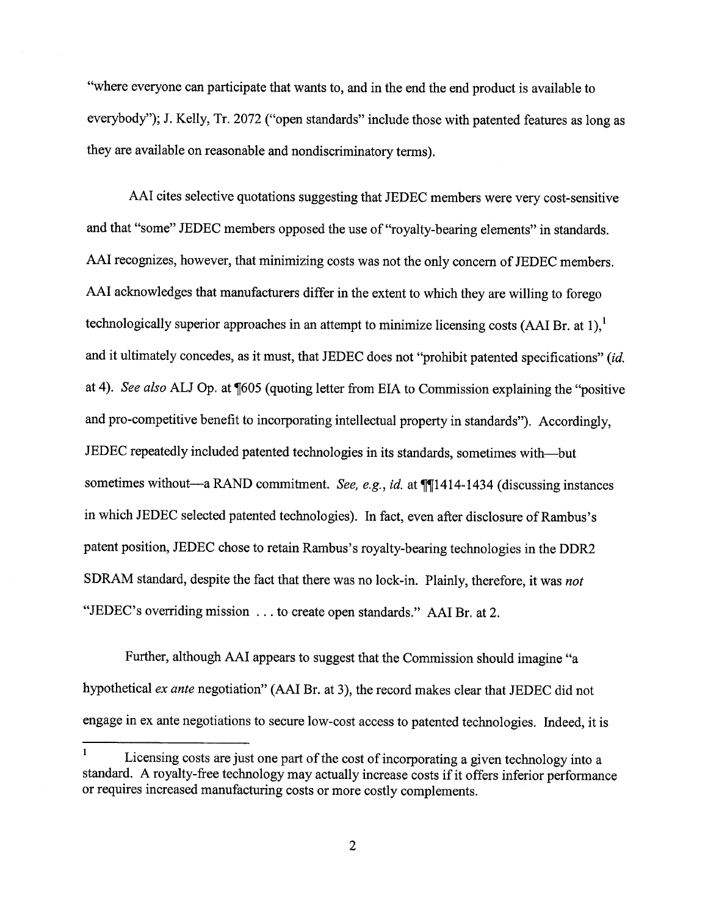"where everyone can participate that wants to, and in the end the end product is available to everybody"); J. Kelly, Tr. 2072 ("open standards" include those with patented features as long as they are available on reasonable and nondiscriminatory terms).

AAI cites selective quotations suggesting that JEDEC members were very cost-sensitive and that "some" JEDEC members opposed the use of "royalty-bearing elements" in standards. AAI recognizes, however, that minimizing costs was not the only concern of JEDEC members. AAI acknowledges that manufacturers differ in the extent to which they are willing to forego technologically superior approaches in an attempt to minimize licensing costs (AAI Br. at 1),[1] and it ultimately concedes, as it must, that JEDEC does not "prohibit patented specifications" (*id.* at 4). *See also* ALJ Op. at ¶605 (quoting letter from EIA to Commission explaining the "positive and pro-competitive benefit to incorporating intellectual property in standards"). Accordingly, JEDEC repeatedly included patented technologies in its standards, sometimes with—but sometimes without—a RAND commitment. *See, e.g., id.* at ¶¶1414-1434 (discussing instances in which JEDEC selected patented technologies). In fact, even after disclosure of Rambus's patent position, JEDEC chose to retain Rambus's royalty-bearing technologies in the DDR2 SDRAM standard, despite the fact that there was no lock-in. Plainly, therefore, it was *not* "JEDEC's overriding mission . . . to create open standards." AAI Br. at 2.

Further, although AAI appears to suggest that the Commission should imagine "a hypothetical *ex ante* negotiation" (AAI Br. at 3), the record makes clear that JEDEC did not engage in ex ante negotiations to secure low-cost access to patented technologies. Indeed, it is

[1] Licensing costs are just one part of the cost of incorporating a given technology into a standard. A royalty-free technology may actually increase costs if it offers inferior performance or requires increased manufacturing costs or more costly complements.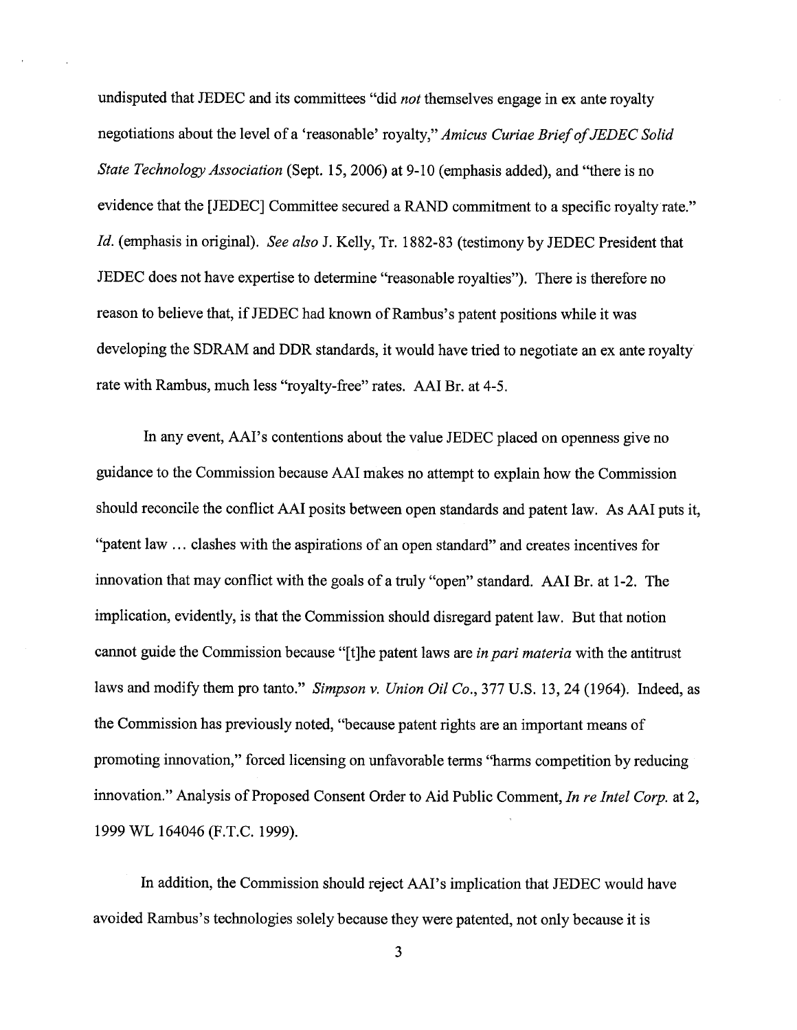undisputed that JEDEC and its committees "did *not* themselves engage in ex ante royalty negotiations about the level of a 'reasonable' royalty," *Amicus Curiae Brief of JEDEC Solid State Technology Association* (Sept. 15, 2006) at 9-10 (emphasis added), and "there is no evidence that the [JEDEC] Committee secured a RAND commitment to a specific royalty rate." *Id.* (emphasis in original). *See also* J. Kelly, Tr. 1882-83 (testimony by JEDEC President that JEDEC does not have expertise to determine "reasonable royalties"). There is therefore no reason to believe that, if JEDEC had known of Rambus's patent positions while it was developing the SDRAM and DDR standards, it would have tried to negotiate an ex ante royalty rate with Rambus, much less "royalty-free" rates. AAI Br. at 4-5.

In any event, AAI's contentions about the value JEDEC placed on openness give no guidance to the Commission because AAI makes no attempt to explain how the Commission should reconcile the conflict AAI posits between open standards and patent law. As AAI puts it, "patent law ... clashes with the aspirations of an open standard" and creates incentives for innovation that may conflict with the goals of a truly "open" standard. AAI Br. at 1-2. The implication, evidently, is that the Commission should disregard patent law. But that notion cannot guide the Commission because "[t]he patent laws are *in pari materia* with the antitrust laws and modify them pro tanto." *Simpson v. Union Oil Co.*, 377 U.S. 13, 24 (1964). Indeed, as the Commission has previously noted, "because patent rights are an important means of promoting innovation," forced licensing on unfavorable terms "harms competition by reducing innovation." Analysis of Proposed Consent Order to Aid Public Comment, *In re Intel Corp.* at 2, 1999 WL 164046 (F.T.C. 1999).

In addition, the Commission should reject AAI's implication that JEDEC would have avoided Rambus's technologies solely because they were patented, not only because it is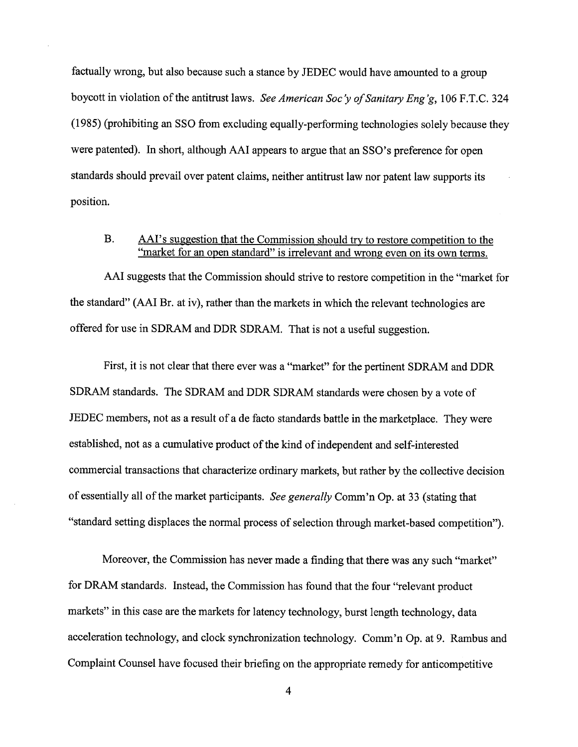factually wrong, but also because such a stance by JEDEC would have amounted to a group boycott in violation of the antitrust laws. *See American Soc'y of Sanitary Eng'g*, 106 F.T.C. 324 (1985) (prohibiting an SSO from excluding equally-performing technologies solely because they were patented). In short, although AAI appears to argue that an SSO's preference for open standards should prevail over patent claims, neither antitrust law nor patent law supports its position.

B. <u>AAI's suggestion that the Commission should try to restore competition to the "market for an open standard" is irrelevant and wrong even on its own terms.</u>

AAI suggests that the Commission should strive to restore competition in the "market for the standard" (AAI Br. at iv), rather than the markets in which the relevant technologies are offered for use in SDRAM and DDR SDRAM. That is not a useful suggestion.

First, it is not clear that there ever was a "market" for the pertinent SDRAM and DDR SDRAM standards. The SDRAM and DDR SDRAM standards were chosen by a vote of JEDEC members, not as a result of a de facto standards battle in the marketplace. They were established, not as a cumulative product of the kind of independent and self-interested commercial transactions that characterize ordinary markets, but rather by the collective decision of essentially all of the market participants. *See generally* Comm'n Op. at 33 (stating that "standard setting displaces the normal process of selection through market-based competition").

Moreover, the Commission has never made a finding that there was any such "market" for DRAM standards. Instead, the Commission has found that the four "relevant product markets" in this case are the markets for latency technology, burst length technology, data acceleration technology, and clock synchronization technology. Comm'n Op. at 9. Rambus and Complaint Counsel have focused their briefing on the appropriate remedy for anticompetitive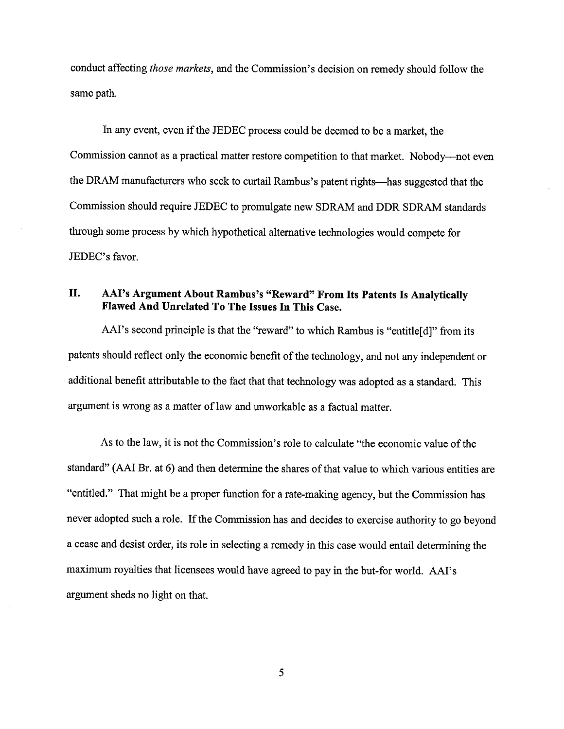conduct affecting *those markets*, and the Commission's decision on remedy should follow the same path.

In any event, even if the JEDEC process could be deemed to be a market, the Commission cannot as a practical matter restore competition to that market. Nobody—not even the DRAM manufacturers who seek to curtail Rambus's patent rights—has suggested that the Commission should require JEDEC to promulgate new SDRAM and DDR SDRAM standards through some process by which hypothetical alternative technologies would compete for JEDEC's favor.

## II. AAI's Argument About Rambus's "Reward" From Its Patents Is Analytically Flawed And Unrelated To The Issues In This Case.

AAI's second principle is that the "reward" to which Rambus is "entitle[d]" from its patents should reflect only the economic benefit of the technology, and not any independent or additional benefit attributable to the fact that that technology was adopted as a standard. This argument is wrong as a matter of law and unworkable as a factual matter.

As to the law, it is not the Commission's role to calculate "the economic value of the standard" (AAI Br. at 6) and then determine the shares of that value to which various entities are "entitled." That might be a proper function for a rate-making agency, but the Commission has never adopted such a role. If the Commission has and decides to exercise authority to go beyond a cease and desist order, its role in selecting a remedy in this case would entail determining the maximum royalties that licensees would have agreed to pay in the but-for world. AAI's argument sheds no light on that.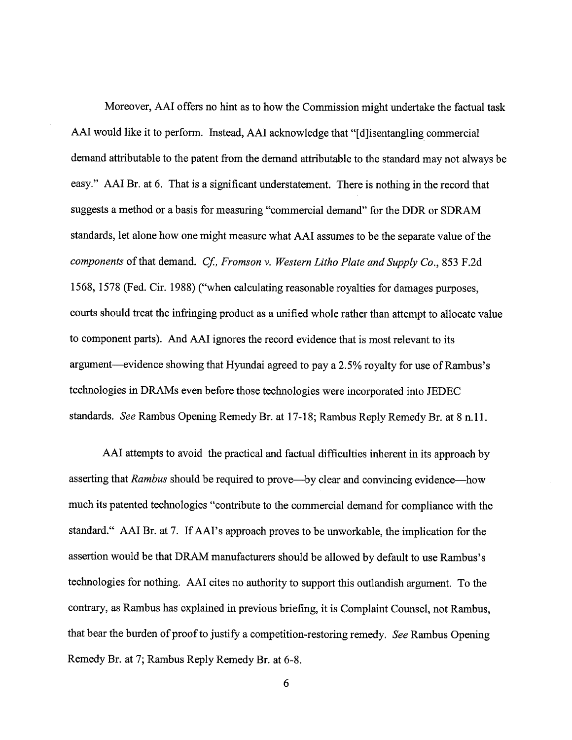Moreover, AAI offers no hint as to how the Commission might undertake the factual task AAI would like it to perform. Instead, AAI acknowledge that "[d]isentangling commercial demand attributable to the patent from the demand attributable to the standard may not always be easy." AAI Br. at 6. That is a significant understatement. There is nothing in the record that suggests a method or a basis for measuring "commercial demand" for the DDR or SDRAM standards, let alone how one might measure what AAI assumes to be the separate value of the *components* of that demand. *Cf., Fromson v. Western Litho Plate and Supply Co.*, 853 F.2d 1568, 1578 (Fed. Cir. 1988) ("when calculating reasonable royalties for damages purposes, courts should treat the infringing product as a unified whole rather than attempt to allocate value to component parts). And AAI ignores the record evidence that is most relevant to its argument—evidence showing that Hyundai agreed to pay a 2.5% royalty for use of Rambus's technologies in DRAMs even before those technologies were incorporated into JEDEC standards. *See* Rambus Opening Remedy Br. at 17-18; Rambus Reply Remedy Br. at 8 n.11.

AAI attempts to avoid the practical and factual difficulties inherent in its approach by asserting that *Rambus* should be required to prove—by clear and convincing evidence—how much its patented technologies "contribute to the commercial demand for compliance with the standard." AAI Br. at 7. If AAI's approach proves to be unworkable, the implication for the assertion would be that DRAM manufacturers should be allowed by default to use Rambus's technologies for nothing. AAI cites no authority to support this outlandish argument. To the contrary, as Rambus has explained in previous briefing, it is Complaint Counsel, not Rambus, that bear the burden of proof to justify a competition-restoring remedy. *See* Rambus Opening Remedy Br. at 7; Rambus Reply Remedy Br. at 6-8.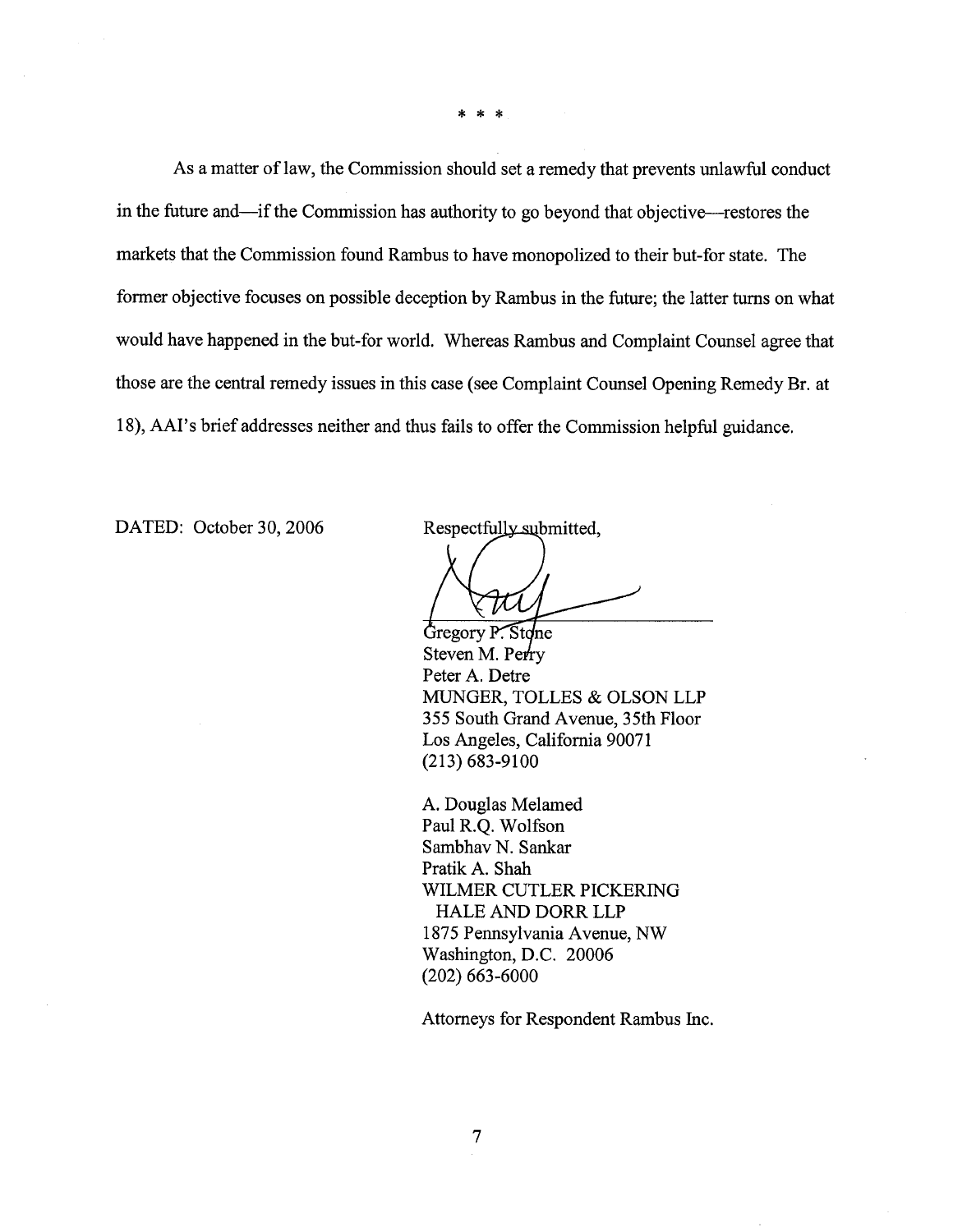\* \* \*

As a matter of law, the Commission should set a remedy that prevents unlawful conduct in the future and—if the Commission has authority to go beyond that objective—restores the markets that the Commission found Rambus to have monopolized to their but-for state. The former objective focuses on possible deception by Rambus in the future; the latter turns on what would have happened in the but-for world. Whereas Rambus and Complaint Counsel agree that those are the central remedy issues in this case (see Complaint Counsel Opening Remedy Br. at 18), AAI's brief addresses neither and thus fails to offer the Commission helpful guidance.

DATED: October 30, 2006

Respectfully submitted,

Gregory P. Stone
Steven M. Perry
Peter A. Detre
MUNGER, TOLLES & OLSON LLP
355 South Grand Avenue, 35th Floor
Los Angeles, California 90071
(213) 683-9100

A. Douglas Melamed
Paul R.Q. Wolfson
Sambhav N. Sankar
Pratik A. Shah
WILMER CUTLER PICKERING
HALE AND DORR LLP
1875 Pennsylvania Avenue, NW
Washington, D.C. 20006
(202) 663-6000

Attorneys for Respondent Rambus Inc.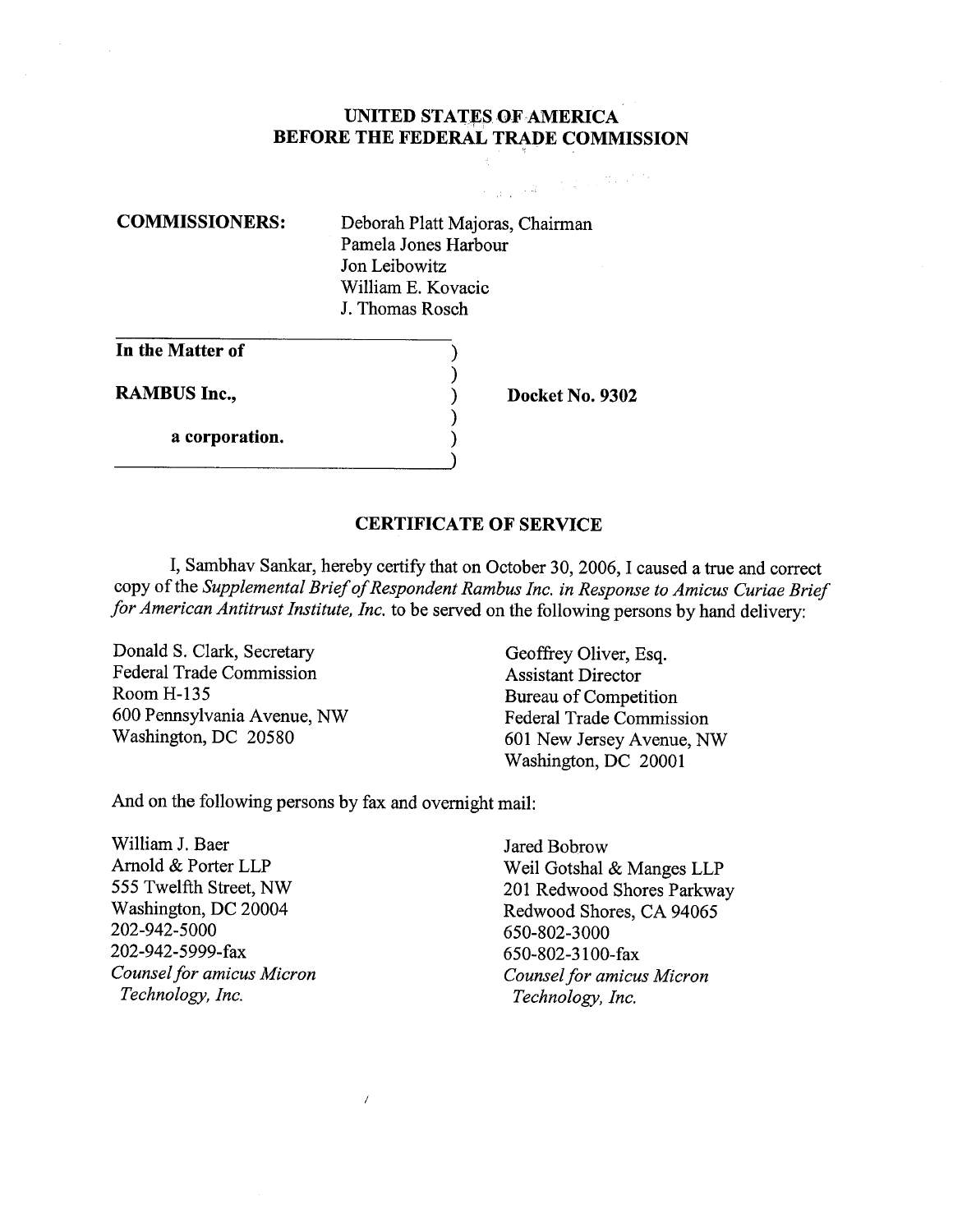**UNITED STATES OF AMERICA**
**BEFORE THE FEDERAL TRADE COMMISSION**

**COMMISSIONERS:** Deborah Platt Majoras, Chairman
Pamela Jones Harbour
Jon Leibowitz
William E. Kovacic
J. Thomas Rosch

| | |
|---|---|
| **In the Matter of** | ) |
| | ) |
| **RAMBUS Inc.,** | ) **Docket No. 9302** |
| | ) |
| **a corporation.** | ) |
| | ) |

## CERTIFICATE OF SERVICE

I, Sambhav Sankar, hereby certify that on October 30, 2006, I caused a true and correct copy of the *Supplemental Brief of Respondent Rambus Inc. in Response to Amicus Curiae Brief for American Antitrust Institute, Inc.* to be served on the following persons by hand delivery:

Donald S. Clark, Secretary
Federal Trade Commission
Room H-135
600 Pennsylvania Avenue, NW
Washington, DC 20580

Geoffrey Oliver, Esq.
Assistant Director
Bureau of Competition
Federal Trade Commission
601 New Jersey Avenue, NW
Washington, DC 20001

And on the following persons by fax and overnight mail:

William J. Baer
Arnold & Porter LLP
555 Twelfth Street, NW
Washington, DC 20004
202-942-5000
202-942-5999-fax
*Counsel for amicus Micron Technology, Inc.*

Jared Bobrow
Weil Gotshal & Manges LLP
201 Redwood Shores Parkway
Redwood Shores, CA 94065
650-802-3000
650-802-3100-fax
*Counsel for amicus Micron Technology, Inc.*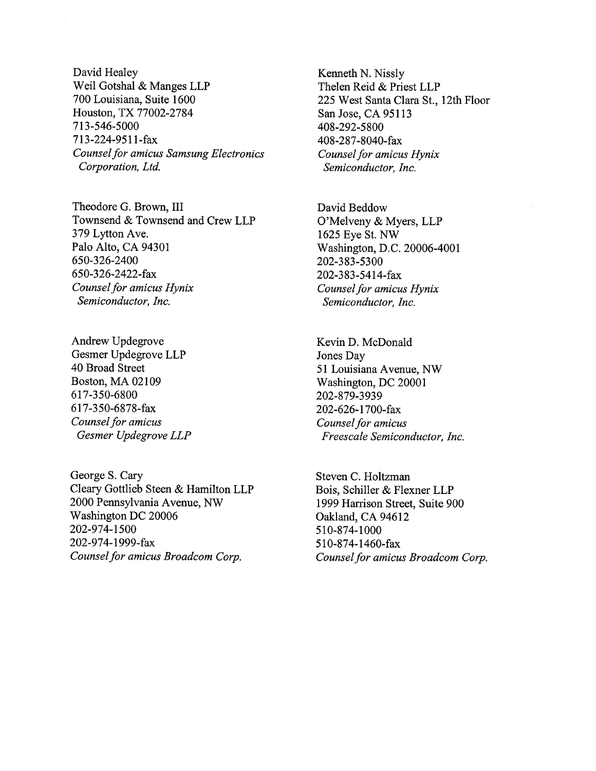David Healey
Weil Gotshal & Manges LLP
700 Louisiana, Suite 1600
Houston, TX 77002-2784
713-546-5000
713-224-9511-fax
*Counsel for amicus Samsung Electronics Corporation, Ltd.*

Kenneth N. Nissly
Thelen Reid & Priest LLP
225 West Santa Clara St., 12th Floor
San Jose, CA 95113
408-292-5800
408-287-8040-fax
*Counsel for amicus Hynix Semiconductor, Inc.*

Theodore G. Brown, III
Townsend & Townsend and Crew LLP
379 Lytton Ave.
Palo Alto, CA 94301
650-326-2400
650-326-2422-fax
*Counsel for amicus Hynix Semiconductor, Inc.*

David Beddow
O'Melveny & Myers, LLP
1625 Eye St. NW
Washington, D.C. 20006-4001
202-383-5300
202-383-5414-fax
*Counsel for amicus Hynix Semiconductor, Inc.*

Andrew Updegrove
Gesmer Updegrove LLP
40 Broad Street
Boston, MA 02109
617-350-6800
617-350-6878-fax
*Counsel for amicus Gesmer Updegrove LLP*

Kevin D. McDonald
Jones Day
51 Louisiana Avenue, NW
Washington, DC 20001
202-879-3939
202-626-1700-fax
*Counsel for amicus Freescale Semiconductor, Inc.*

George S. Cary
Cleary Gottlieb Steen & Hamilton LLP
2000 Pennsylvania Avenue, NW
Washington DC 20006
202-974-1500
202-974-1999-fax
*Counsel for amicus Broadcom Corp.*

Steven C. Holtzman
Bois, Schiller & Flexner LLP
1999 Harrison Street, Suite 900
Oakland, CA 94612
510-874-1000
510-874-1460-fax
*Counsel for amicus Broadcom Corp.*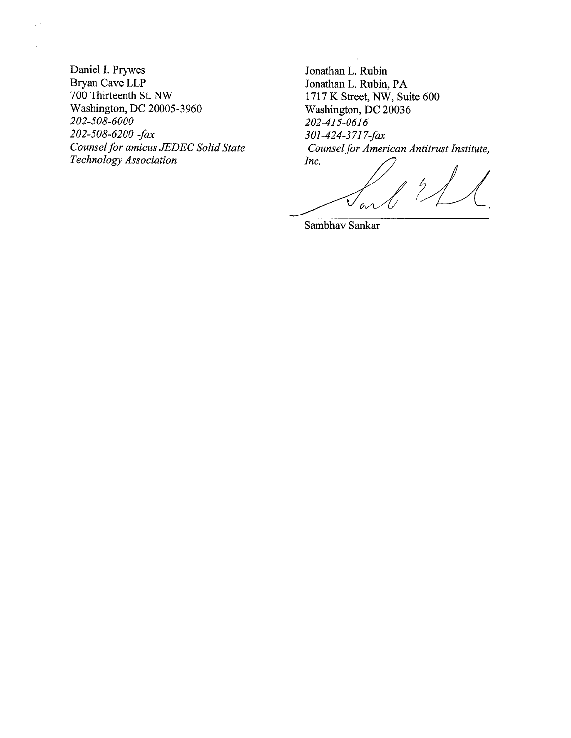Daniel I. Prywes
Bryan Cave LLP
700 Thirteenth St. NW
Washington, DC 20005-3960
*202-508-6000*
*202-508-6200 -fax*
*Counsel for amicus JEDEC Solid State Technology Association*

Jonathan L. Rubin
Jonathan L. Rubin, PA
1717 K Street, NW, Suite 600
Washington, DC 20036
*202-415-0616*
*301-424-3717-fax*
*Counsel for American Antitrust Institute, Inc.*

Sambhav Sankar